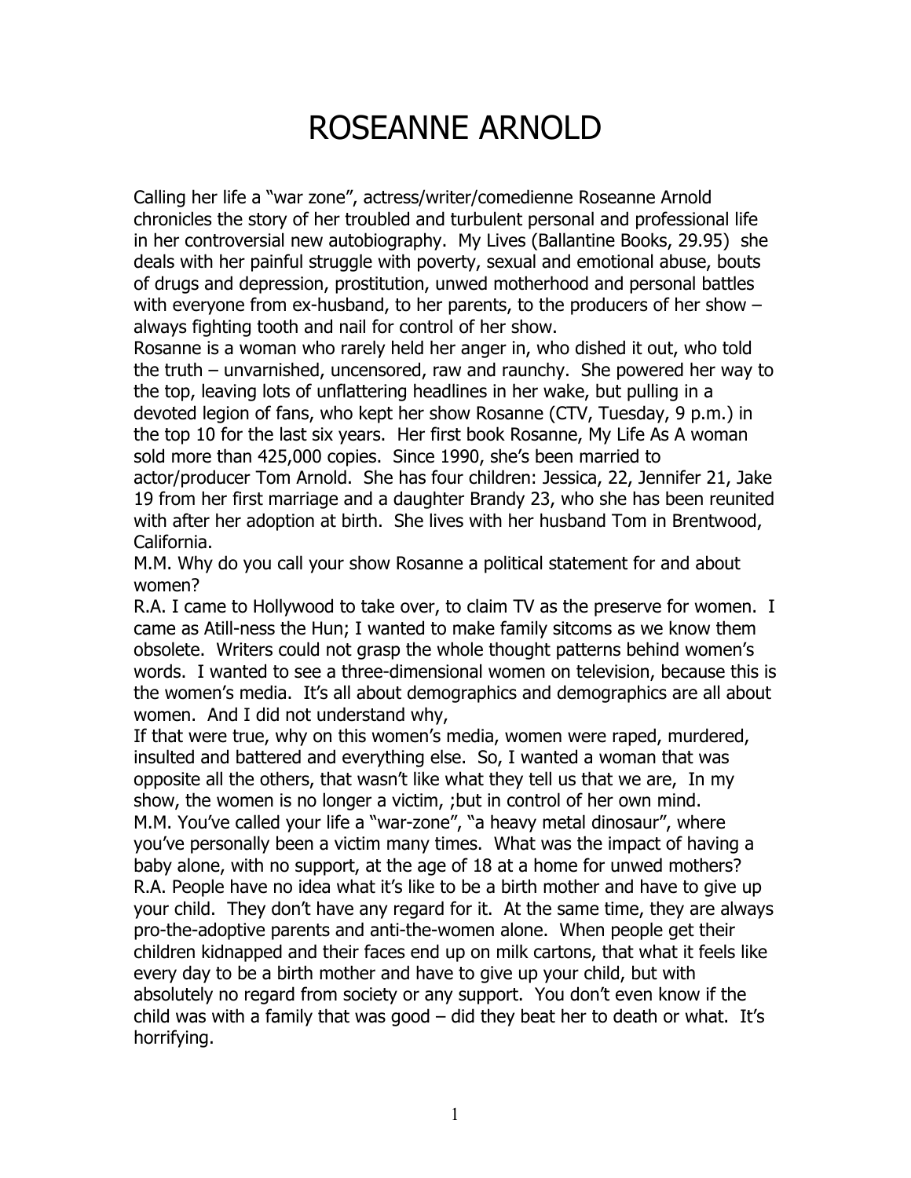# ROSEANNE ARNOLD

Calling her life a "war zone", actress/writer/comedienne Roseanne Arnold chronicles the story of her troubled and turbulent personal and professional life in her controversial new autobiography. My Lives (Ballantine Books, 29.95) she deals with her painful struggle with poverty, sexual and emotional abuse, bouts of drugs and depression, prostitution, unwed motherhood and personal battles with everyone from ex-husband, to her parents, to the producers of her show – always fighting tooth and nail for control of her show.

Rosanne is a woman who rarely held her anger in, who dished it out, who told the truth – unvarnished, uncensored, raw and raunchy. She powered her way to the top, leaving lots of unflattering headlines in her wake, but pulling in a devoted legion of fans, who kept her show Rosanne (CTV, Tuesday, 9 p.m.) in the top 10 for the last six years. Her first book Rosanne, My Life As A woman sold more than 425,000 copies. Since 1990, she's been married to actor/producer Tom Arnold. She has four children: Jessica, 22, Jennifer 21, Jake 19 from her first marriage and a daughter Brandy 23, who she has been reunited with after her adoption at birth. She lives with her husband Tom in Brentwood, California.

M.M. Why do you call your show Rosanne a political statement for and about women?

R.A. I came to Hollywood to take over, to claim TV as the preserve for women. I came as Atill-ness the Hun; I wanted to make family sitcoms as we know them obsolete. Writers could not grasp the whole thought patterns behind women's words. I wanted to see a three-dimensional women on television, because this is the women's media. It's all about demographics and demographics are all about women. And I did not understand why,

If that were true, why on this women's media, women were raped, murdered, insulted and battered and everything else. So, I wanted a woman that was opposite all the others, that wasn't like what they tell us that we are, In my show, the women is no longer a victim, ;but in control of her own mind.

M.M. You've called your life a "war-zone", "a heavy metal dinosaur", where you've personally been a victim many times. What was the impact of having a baby alone, with no support, at the age of 18 at a home for unwed mothers?

R.A. People have no idea what it's like to be a birth mother and have to give up your child. They don't have any regard for it. At the same time, they are always pro-the-adoptive parents and anti-the-women alone. When people get their children kidnapped and their faces end up on milk cartons, that what it feels like every day to be a birth mother and have to give up your child, but with absolutely no regard from society or any support. You don't even know if the child was with a family that was good – did they beat her to death or what. It's horrifying.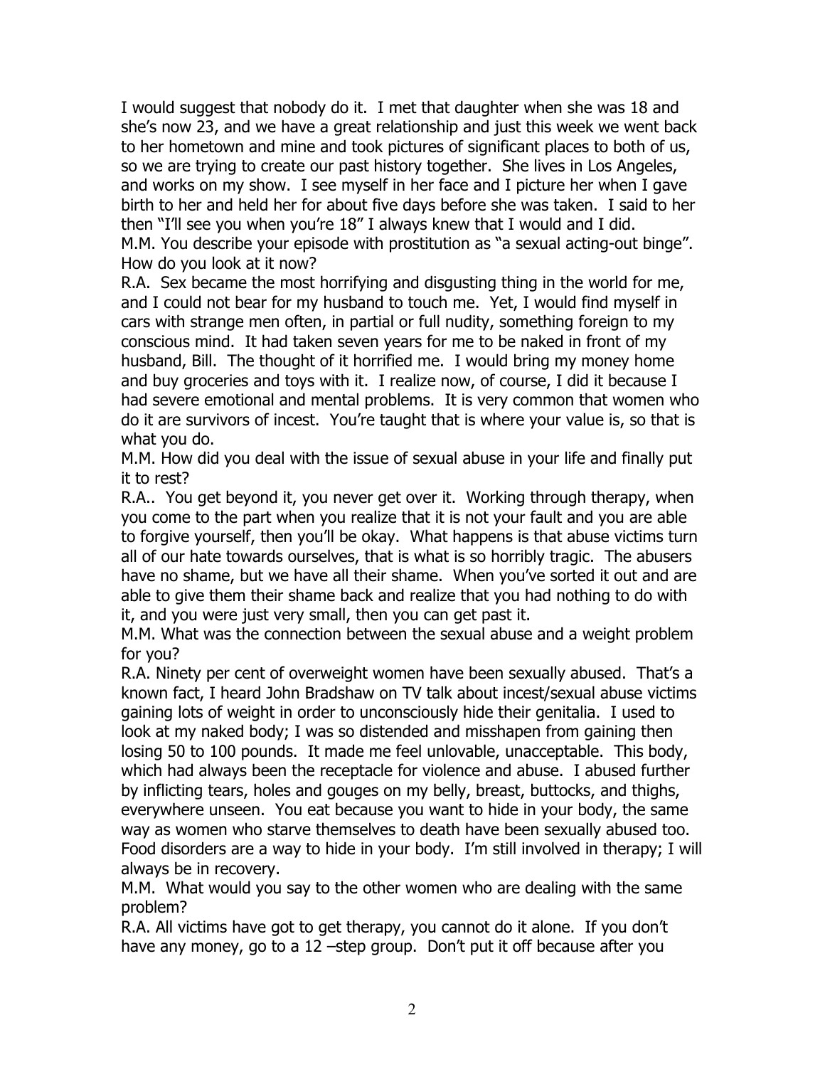I would suggest that nobody do it. I met that daughter when she was 18 and she's now 23, and we have a great relationship and just this week we went back to her hometown and mine and took pictures of significant places to both of us, so we are trying to create our past history together. She lives in Los Angeles, and works on my show. I see myself in her face and I picture her when I gave birth to her and held her for about five days before she was taken. I said to her then "I'll see you when you're 18" I always knew that I would and I did.

M.M. You describe your episode with prostitution as "a sexual acting-out binge". How do you look at it now?

R.A. Sex became the most horrifying and disgusting thing in the world for me, and I could not bear for my husband to touch me. Yet, I would find myself in cars with strange men often, in partial or full nudity, something foreign to my conscious mind. It had taken seven years for me to be naked in front of my husband, Bill. The thought of it horrified me. I would bring my money home and buy groceries and toys with it. I realize now, of course, I did it because I had severe emotional and mental problems. It is very common that women who do it are survivors of incest. You're taught that is where your value is, so that is what you do.

M.M. How did you deal with the issue of sexual abuse in your life and finally put it to rest?

R.A.. You get beyond it, you never get over it. Working through therapy, when you come to the part when you realize that it is not your fault and you are able to forgive yourself, then you'll be okay. What happens is that abuse victims turn all of our hate towards ourselves, that is what is so horribly tragic. The abusers have no shame, but we have all their shame. When you've sorted it out and are able to give them their shame back and realize that you had nothing to do with it, and you were just very small, then you can get past it.

M.M. What was the connection between the sexual abuse and a weight problem for you?

R.A. Ninety per cent of overweight women have been sexually abused. That's a known fact, I heard John Bradshaw on TV talk about incest/sexual abuse victims gaining lots of weight in order to unconsciously hide their genitalia. I used to look at my naked body; I was so distended and misshapen from gaining then losing 50 to 100 pounds. It made me feel unlovable, unacceptable. This body, which had always been the receptacle for violence and abuse. I abused further by inflicting tears, holes and gouges on my belly, breast, buttocks, and thighs, everywhere unseen. You eat because you want to hide in your body, the same way as women who starve themselves to death have been sexually abused too. Food disorders are a way to hide in your body. I'm still involved in therapy; I will always be in recovery.

M.M. What would you say to the other women who are dealing with the same problem?

R.A. All victims have got to get therapy, you cannot do it alone. If you don't have any money, go to a 12 –step group. Don't put it off because after you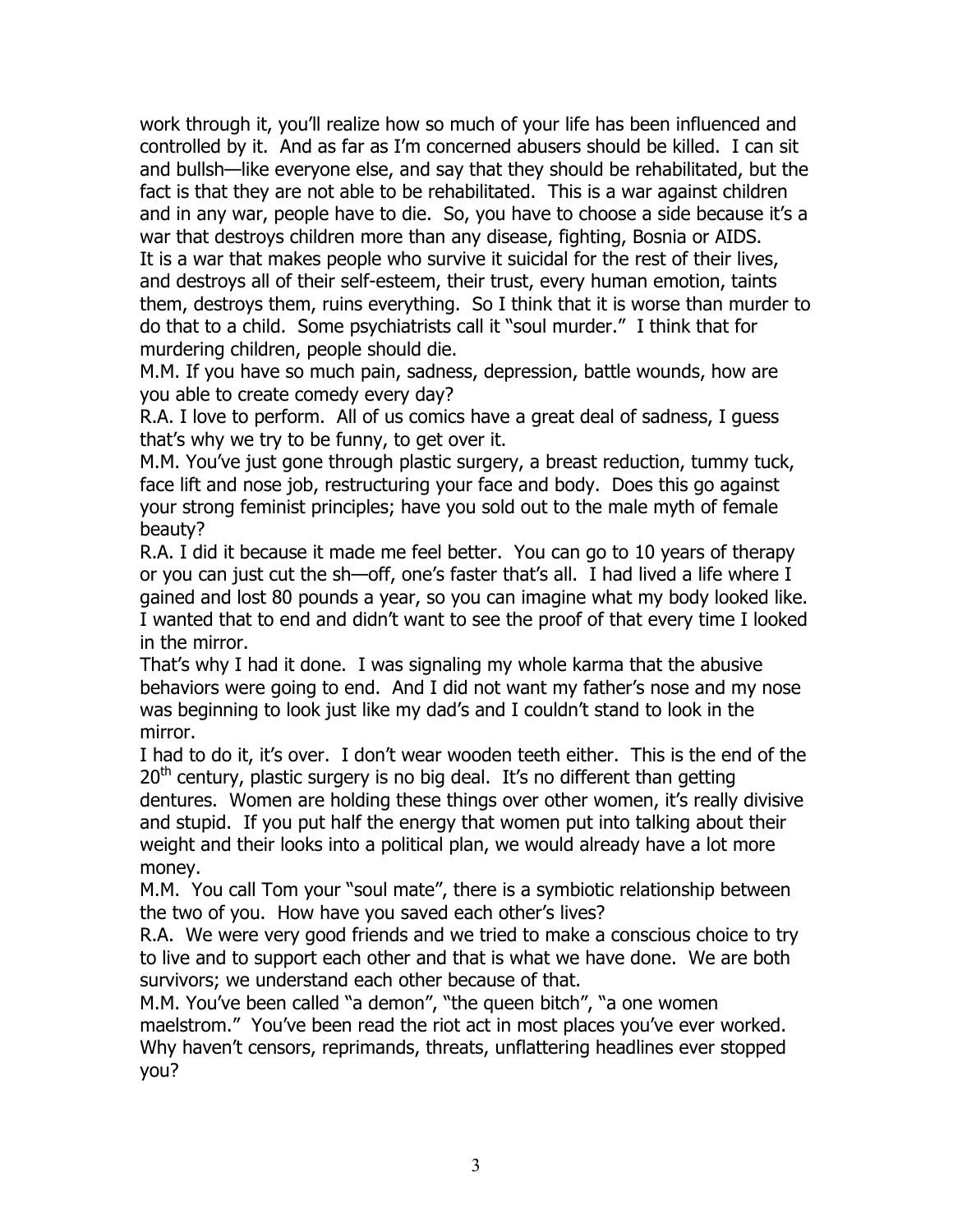work through it, you'll realize how so much of your life has been influenced and controlled by it. And as far as I'm concerned abusers should be killed. I can sit and bullsh—like everyone else, and say that they should be rehabilitated, but the fact is that they are not able to be rehabilitated. This is a war against children and in any war, people have to die. So, you have to choose a side because it's a war that destroys children more than any disease, fighting, Bosnia or AIDS. It is a war that makes people who survive it suicidal for the rest of their lives, and destroys all of their self-esteem, their trust, every human emotion, taints them, destroys them, ruins everything. So I think that it is worse than murder to do that to a child. Some psychiatrists call it "soul murder." I think that for murdering children, people should die.

M.M. If you have so much pain, sadness, depression, battle wounds, how are you able to create comedy every day?

R.A. I love to perform. All of us comics have a great deal of sadness, I guess that's why we try to be funny, to get over it.

M.M. You've just gone through plastic surgery, a breast reduction, tummy tuck, face lift and nose job, restructuring your face and body. Does this go against your strong feminist principles; have you sold out to the male myth of female beauty?

R.A. I did it because it made me feel better. You can go to 10 years of therapy or you can just cut the sh—off, one's faster that's all. I had lived a life where I gained and lost 80 pounds a year, so you can imagine what my body looked like. I wanted that to end and didn't want to see the proof of that every time I looked in the mirror.

That's why I had it done. I was signaling my whole karma that the abusive behaviors were going to end. And I did not want my father's nose and my nose was beginning to look just like my dad's and I couldn't stand to look in the mirror.

I had to do it, it's over. I don't wear wooden teeth either. This is the end of the 20th century, plastic surgery is no big deal. It's no different than getting dentures. Women are holding these things over other women, it's really divisive and stupid. If you put half the energy that women put into talking about their weight and their looks into a political plan, we would already have a lot more money.

M.M. You call Tom your "soul mate", there is a symbiotic relationship between the two of you. How have you saved each other's lives?

R.A. We were very good friends and we tried to make a conscious choice to try to live and to support each other and that is what we have done. We are both survivors; we understand each other because of that.

M.M. You've been called "a demon", "the queen bitch", "a one women maelstrom." You've been read the riot act in most places you've ever worked. Why haven't censors, reprimands, threats, unflattering headlines ever stopped you?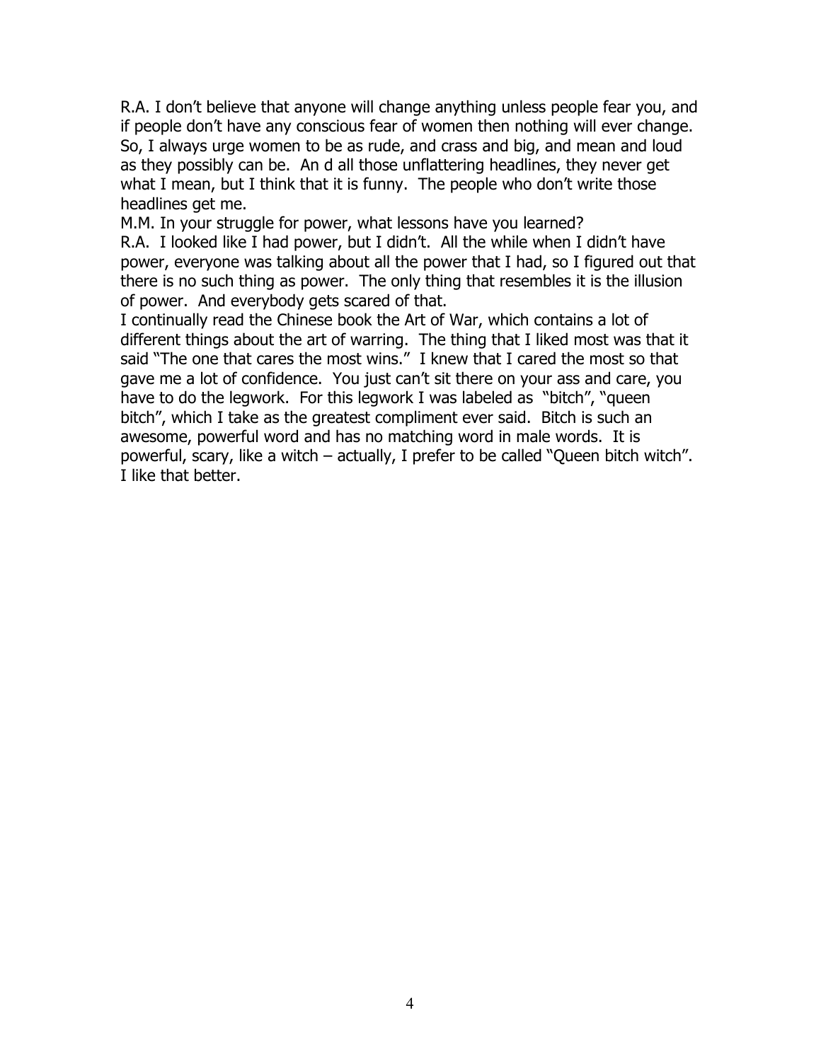R.A. I don't believe that anyone will change anything unless people fear you, and if people don't have any conscious fear of women then nothing will ever change. So, I always urge women to be as rude, and crass and big, and mean and loud as they possibly can be. An d all those unflattering headlines, they never get what I mean, but I think that it is funny. The people who don't write those headlines get me.

M.M. In your struggle for power, what lessons have you learned?

R.A. I looked like I had power, but I didn't. All the while when I didn't have power, everyone was talking about all the power that I had, so I figured out that there is no such thing as power. The only thing that resembles it is the illusion of power. And everybody gets scared of that.

I continually read the Chinese book the Art of War, which contains a lot of different things about the art of warring. The thing that I liked most was that it said "The one that cares the most wins." I knew that I cared the most so that gave me a lot of confidence. You just can't sit there on your ass and care, you have to do the legwork. For this legwork I was labeled as "bitch", "queen bitch", which I take as the greatest compliment ever said. Bitch is such an awesome, powerful word and has no matching word in male words. It is powerful, scary, like a witch – actually, I prefer to be called "Queen bitch witch". I like that better.